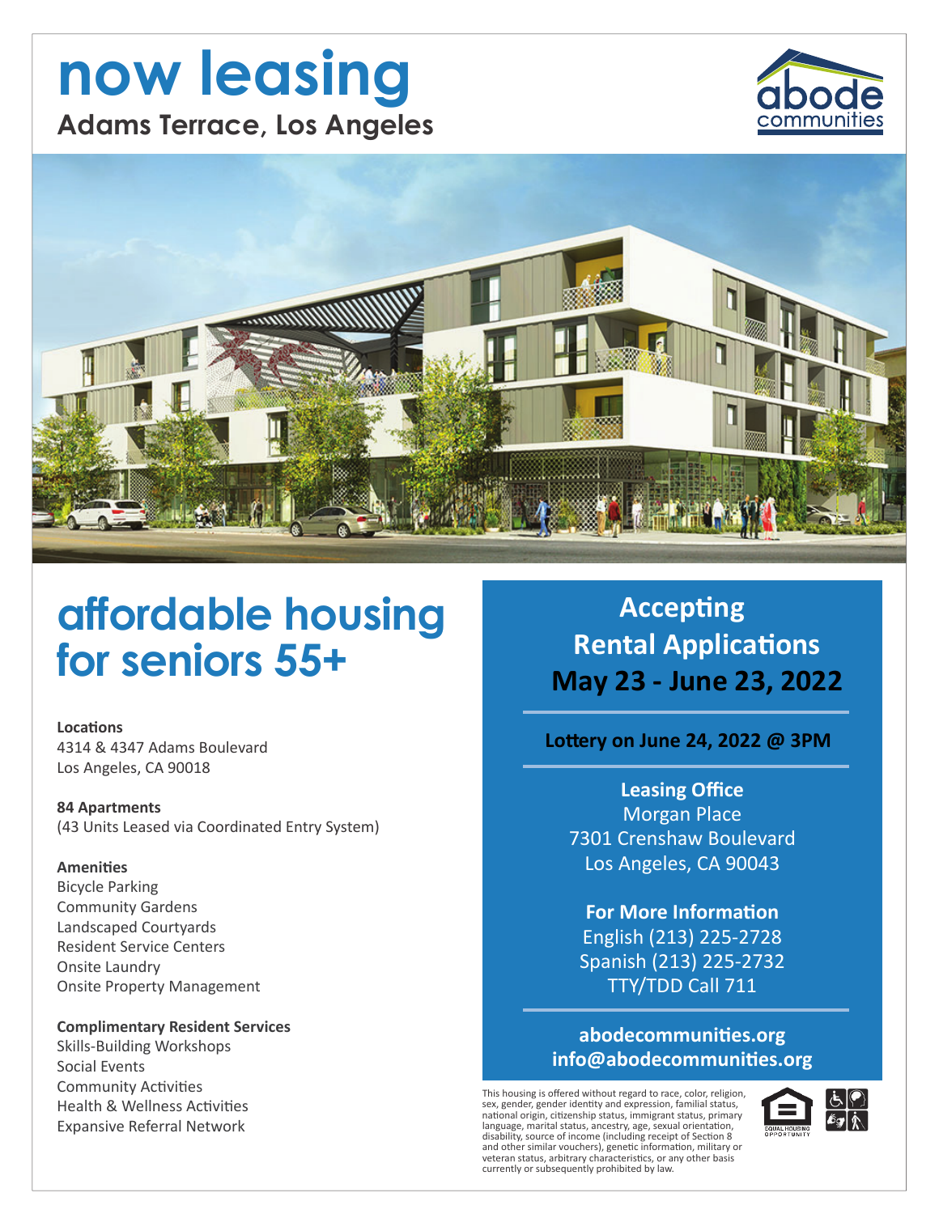# now leasing

## Adams Terrace, Los Angeles

abode communities

## affordable housing for seniors 55+

**Locations**
4314 & 4347 Adams Boulevard
Los Angeles, CA 90018

**84 Apartments**
(43 Units Leased via Coordinated Entry System)

**Amenities**
Bicycle Parking
Community Gardens
Landscaped Courtyards
Resident Service Centers
Onsite Laundry
Onsite Property Management

**Complimentary Resident Services**
Skills-Building Workshops
Social Events
Community Activities
Health & Wellness Activities
Expansive Referral Network

## Accepting Rental Applications May 23 - June 23, 2022

**Lottery on June 24, 2022 @ 3PM**

**Leasing Office**
Morgan Place
7301 Crenshaw Boulevard
Los Angeles, CA 90043

**For More Information**
English (213) 225-2728
Spanish (213) 225-2732
TTY/TDD Call 711

**abodecommunities.org**
**info@abodecommunities.org**

This housing is offered without regard to race, color, religion, sex, gender, gender identity and expression, familial status, national origin, citizenship status, immigrant status, primary language, marital status, ancestry, age, sexual orientation, disability, source of income (including receipt of Section 8 and other similar vouchers), genetic information, military or veteran status, arbitrary characteristics, or any other basis currently or subsequently prohibited by law.

EQUAL HOUSING OPPORTUNITY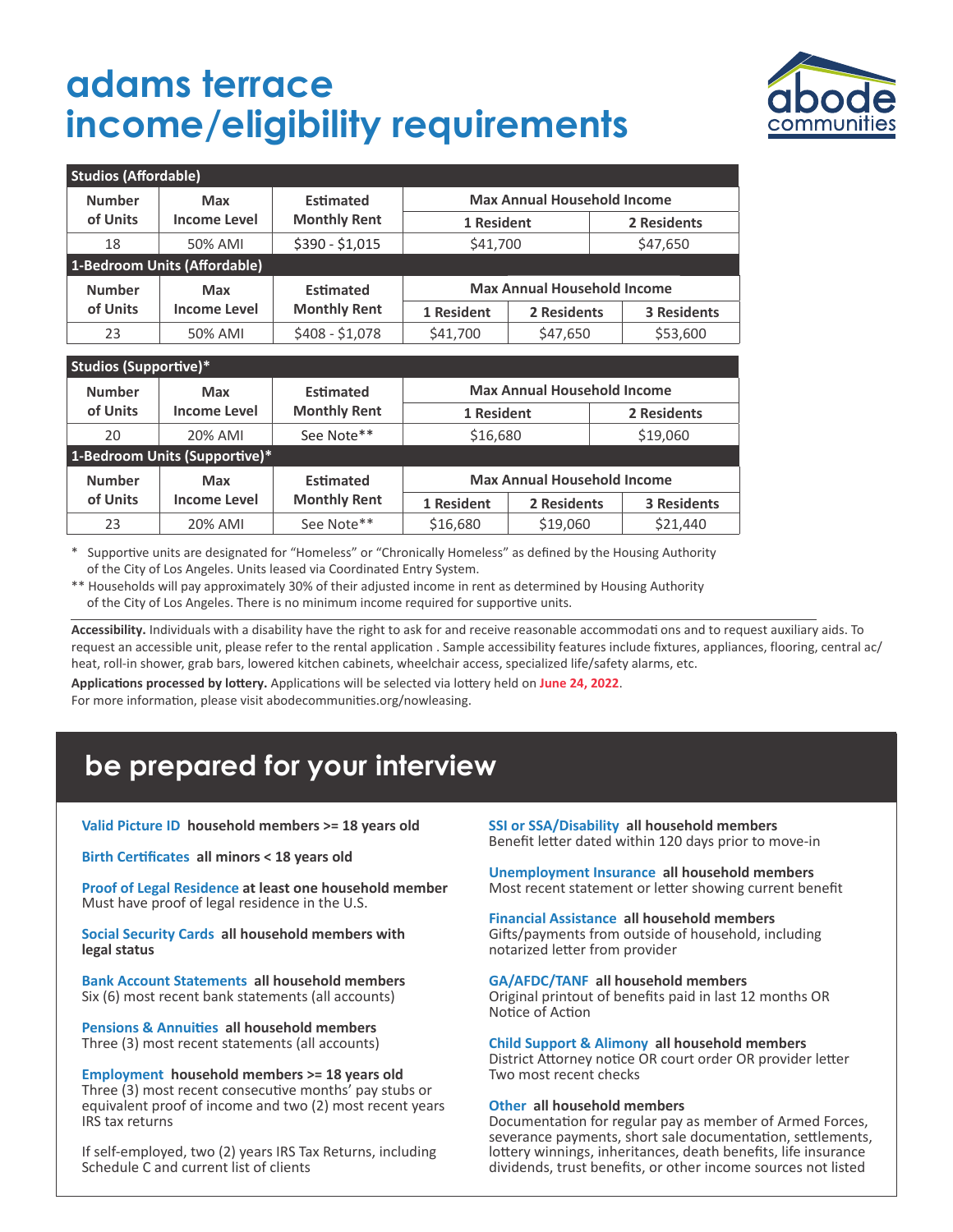# adams terrace income/eligibility requirements

abode communities

| Studios (Affordable) | | | | |
|---|---|---|---|---|
| Number of Units | Max Income Level | Estimated Monthly Rent | Max Annual Household Income | |
| | | | 1 Resident | 2 Residents |
| 18 | 50% AMI | $390 - $1,015 | $41,700 | $47,650 |

| 1-Bedroom Units (Affordable) | | | | | |
|---|---|---|---|---|---|
| Number of Units | Max Income Level | Estimated Monthly Rent | Max Annual Household Income | | |
| | | | 1 Resident | 2 Residents | 3 Residents |
| 23 | 50% AMI | $408 - $1,078 | $41,700 | $47,650 | $53,600 |

| Studios (Supportive)* | | | | |
|---|---|---|---|---|
| Number of Units | Max Income Level | Estimated Monthly Rent | Max Annual Household Income | |
| | | | 1 Resident | 2 Residents |
| 20 | 20% AMI | See Note** | $16,680 | $19,060 |

| 1-Bedroom Units (Supportive)* | | | | | |
|---|---|---|---|---|---|
| Number of Units | Max Income Level | Estimated Monthly Rent | Max Annual Household Income | | |
| | | | 1 Resident | 2 Residents | 3 Residents |
| 23 | 20% AMI | See Note** | $16,680 | $19,060 | $21,440 |

\* Supportive units are designated for "Homeless" or "Chronically Homeless" as defined by the Housing Authority of the City of Los Angeles. Units leased via Coordinated Entry System.

\*\* Households will pay approximately 30% of their adjusted income in rent as determined by Housing Authority of the City of Los Angeles. There is no minimum income required for supportive units.

**Accessibility.** Individuals with a disability have the right to ask for and receive reasonable accommodati ons and to request auxiliary aids. To request an accessible unit, please refer to the rental application . Sample accessibility features include fixtures, appliances, flooring, central ac/heat, roll-in shower, grab bars, lowered kitchen cabinets, wheelchair access, specialized life/safety alarms, etc.

**Applications processed by lottery.** Applications will be selected via lottery held on **June 24, 2022**.
For more information, please visit abodecommunities.org/nowleasing.

## be prepared for your interview

**Valid Picture ID** **household members >= 18 years old**

**Birth Certificates** **all minors < 18 years old**

**Proof of Legal Residence** **at least one household member**
Must have proof of legal residence in the U.S.

**Social Security Cards** **all household members with legal status**

**Bank Account Statements** **all household members**
Six (6) most recent bank statements (all accounts)

**Pensions & Annuities** **all household members**
Three (3) most recent statements (all accounts)

**Employment** **household members >= 18 years old**
Three (3) most recent consecutive months' pay stubs or equivalent proof of income and two (2) most recent years IRS tax returns

If self-employed, two (2) years IRS Tax Returns, including Schedule C and current list of clients

**SSI or SSA/Disability** **all household members**
Benefit letter dated within 120 days prior to move-in

**Unemployment Insurance** **all household members**
Most recent statement or letter showing current benefit

**Financial Assistance** **all household members**
Gifts/payments from outside of household, including notarized letter from provider

**GA/AFDC/TANF** **all household members**
Original printout of benefits paid in last 12 months OR Notice of Action

**Child Support & Alimony** **all household members**
District Attorney notice OR court order OR provider letter
Two most recent checks

**Other** **all household members**
Documentation for regular pay as member of Armed Forces, severance payments, short sale documentation, settlements, lottery winnings, inheritances, death benefits, life insurance dividends, trust benefits, or other income sources not listed